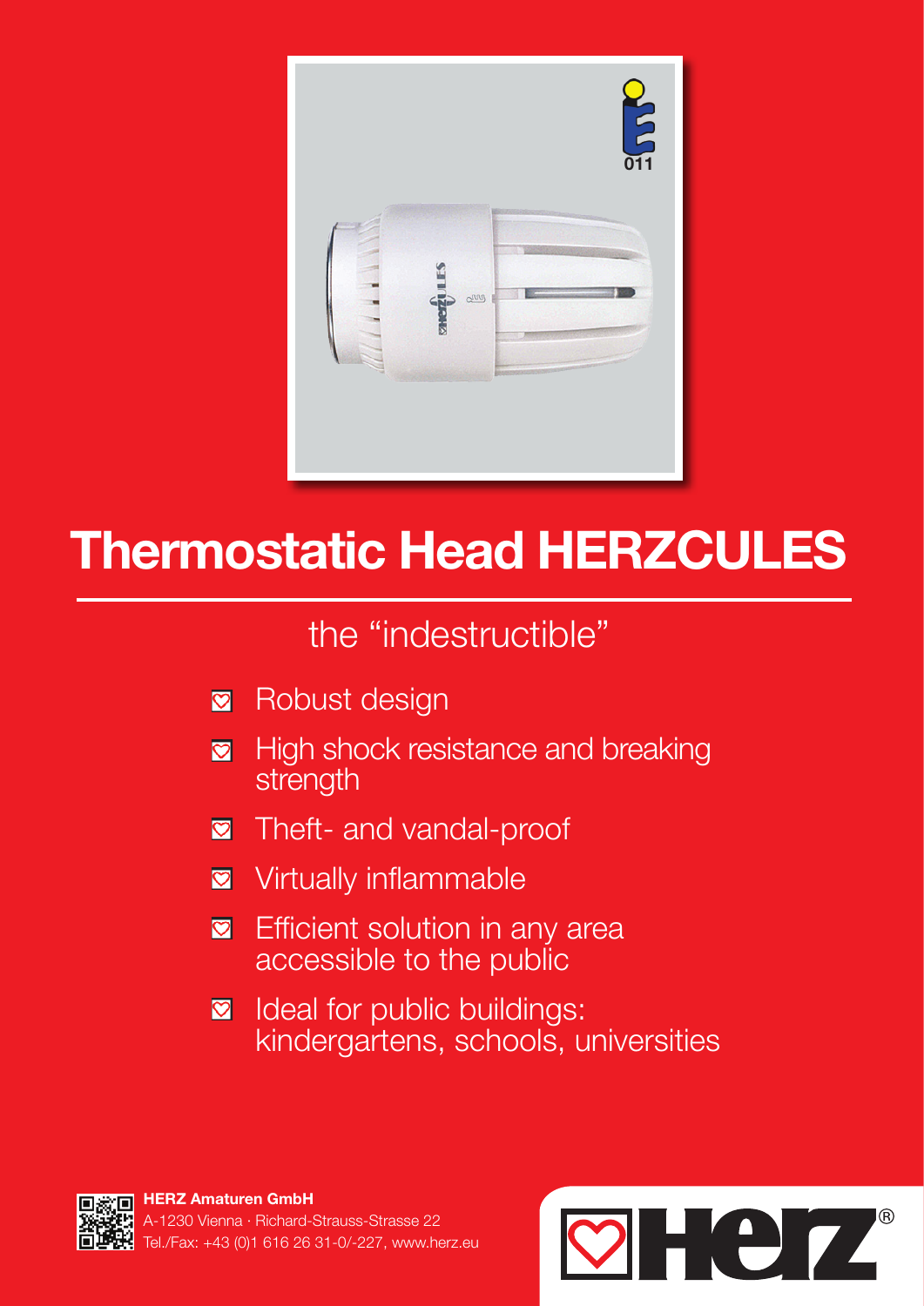# Thermostatic Head HERZCULES

## the "indestructible"

- Robust design
- High shock resistance and breaking strength
- Theft- and vandal-proof
- Virtually inflammable
- Efficient solution in any area accessible to the public
- Ideal for public buildings: kindergartens, schools, universities

**HERZ Amaturen GmbH**
A-1230 Vienna · Richard-Strauss-Strasse 22
Tel./Fax: +43 (0)1 616 26 31-0/-227, www.herz.eu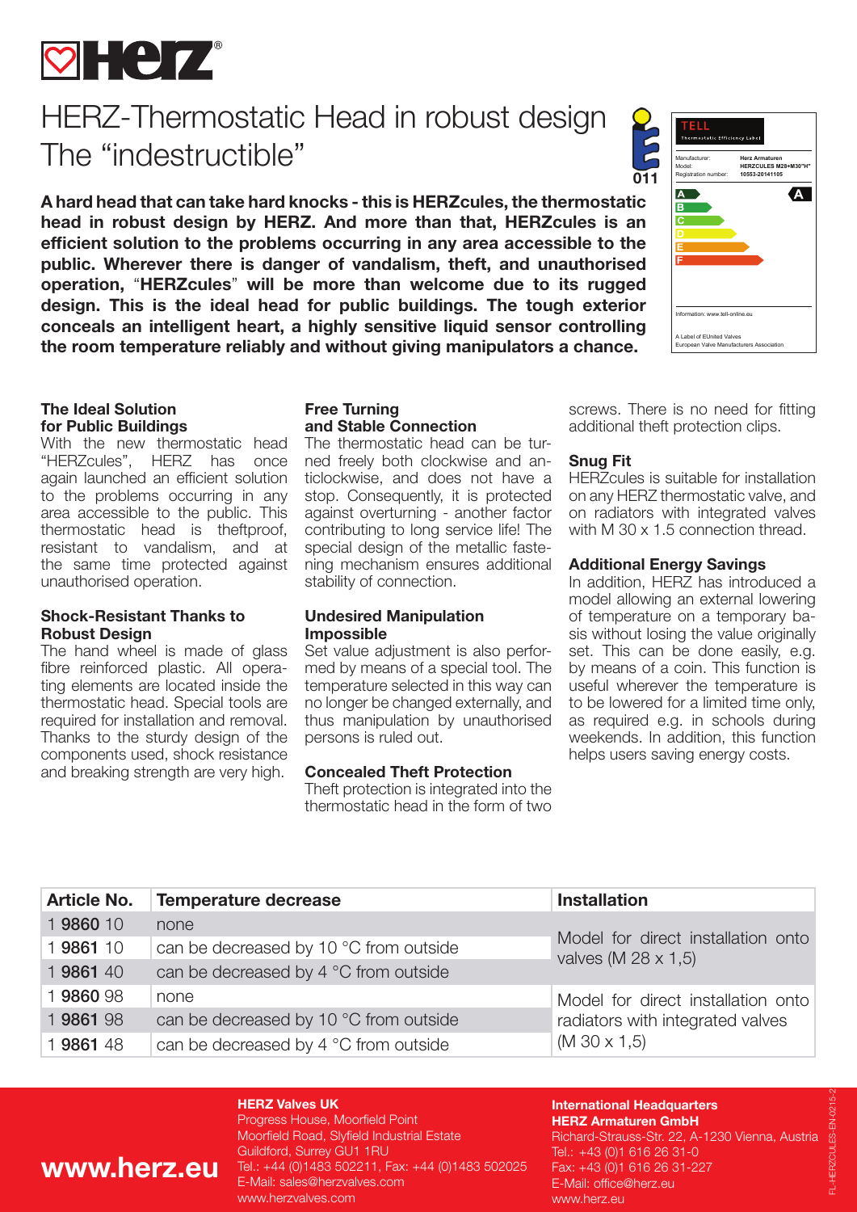# HERZ-Thermostatic Head in robust design
## The "indestructible"

**A hard head that can take hard knocks - this is HERZcules, the thermostatic head in robust design by HERZ. And more than that, HERZcules is an efficient solution to the problems occurring in any area accessible to the public. Wherever there is danger of vandalism, theft, and unauthorised operation, "HERZcules" will be more than welcome due to its rugged design. This is the ideal head for public buildings. The tough exterior conceals an intelligent heart, a highly sensitive liquid sensor controlling the room temperature reliably and without giving manipulators a chance.**

TELL
Thermostatic Efficiency Label
Manufacturer: Herz Armaturen
Model: HERZCULES M28+M30"H"
Registration number: 10553-20141105
A B C D E F
A
Information: www.tell-online.eu
A Label of EUnited Valves
European Valve Manufacturers Association

011

### The Ideal Solution for Public Buildings

With the new thermostatic head "HERZcules", HERZ has once again launched an efficient solution to the problems occurring in any area accessible to the public. This thermostatic head is theftproof, resistant to vandalism, and at the same time protected against unauthorised operation.

### Shock-Resistant Thanks to Robust Design

The hand wheel is made of glass fibre reinforced plastic. All operating elements are located inside the thermostatic head. Special tools are required for installation and removal. Thanks to the sturdy design of the components used, shock resistance and breaking strength are very high.

### Free Turning and Stable Connection

The thermostatic head can be turned freely both clockwise and anticlockwise, and does not have a stop. Consequently, it is protected against overturning - another factor contributing to long service life! The special design of the metallic fastening mechanism ensures additional stability of connection.

### Undesired Manipulation Impossible

Set value adjustment is also performed by means of a special tool. The temperature selected in this way can no longer be changed externally, and thus manipulation by unauthorised persons is ruled out.

### Concealed Theft Protection

Theft protection is integrated into the thermostatic head in the form of two screws. There is no need for fitting additional theft protection clips.

### Snug Fit

HERZcules is suitable for installation on any HERZ thermostatic valve, and on radiators with integrated valves with M 30 x 1.5 connection thread.

### Additional Energy Savings

In addition, HERZ has introduced a model allowing an external lowering of temperature on a temporary basis without losing the value originally set. This can be done easily, e.g. by means of a coin. This function is useful wherever the temperature is to be lowered for a limited time only, as required e.g. in schools during weekends. In addition, this function helps users saving energy costs.

| Article No. | Temperature decrease | Installation |
|---|---|---|
| 1 **9860** 10 | none | Model for direct installation onto valves (M 28 x 1,5) |
| 1 **9861** 10 | can be decreased by 10 °C from outside | |
| 1 **9861** 40 | can be decreased by 4 °C from outside | |
| 1 **9860** 98 | none | Model for direct installation onto radiators with integrated valves (M 30 x 1,5) |
| 1 **9861** 98 | can be decreased by 10 °C from outside | |
| 1 **9861** 48 | can be decreased by 4 °C from outside | |

**www.herz.eu**

**HERZ Valves UK**
Progress House, Moorfield Point
Moorfield Road, Slyfield Industrial Estate
Guildford, Surrey GU1 1RU
Tel.: +44 (0)1483 502211, Fax: +44 (0)1483 502025
E-Mail: sales@herzvalves.com
www.herzvalves.com

**International Headquarters**
**HERZ Armaturen GmbH**
Richard-Strauss-Str. 22, A-1230 Vienna, Austria
Tel.: +43 (0)1 616 26 31-0
Fax: +43 (0)1 616 26 31-227
E-Mail: office@herz.eu
www.herz.eu

FL-HERZCULES-EN-0215-2